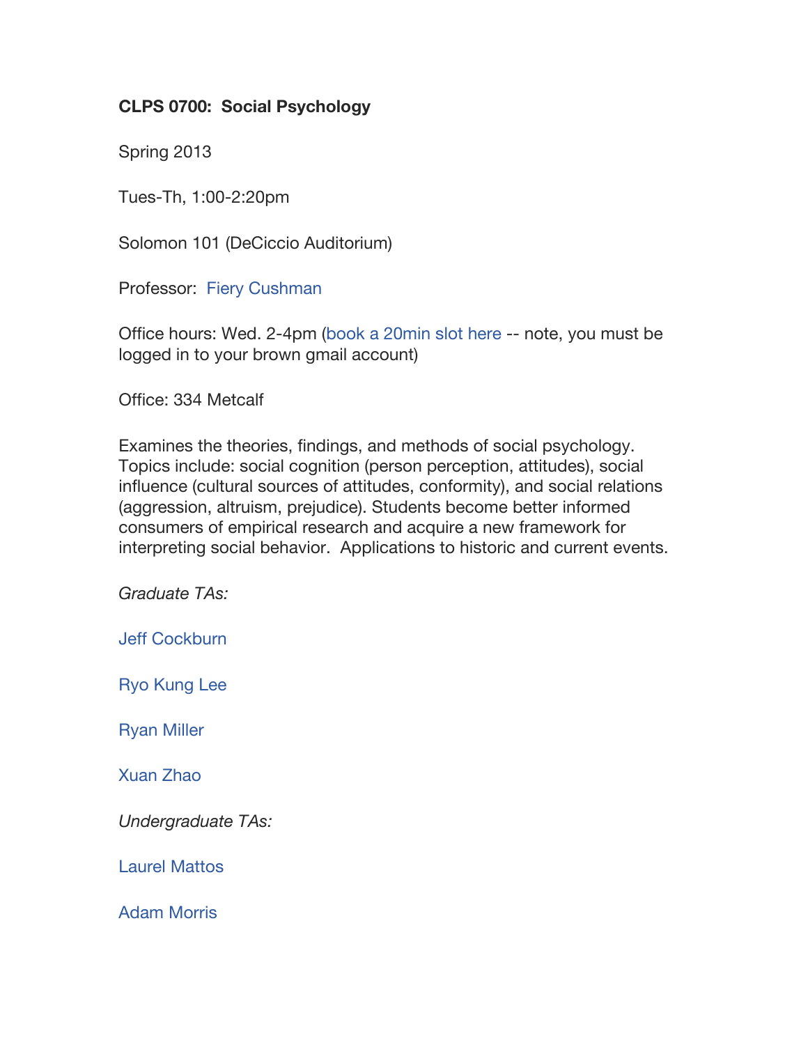**CLPS 0700: Social Psychology**

Spring 2013

Tues-Th, 1:00-2:20pm

Solomon 101 (DeCiccio Auditorium)

Professor: Fiery Cushman

Office hours: Wed. 2-4pm (book a 20min slot here -- note, you must be logged in to your brown gmail account)

Office: 334 Metcalf

Examines the theories, findings, and methods of social psychology. Topics include: social cognition (person perception, attitudes), social influence (cultural sources of attitudes, conformity), and social relations (aggression, altruism, prejudice). Students become better informed consumers of empirical research and acquire a new framework for interpreting social behavior. Applications to historic and current events.

*Graduate TAs:*

Jeff Cockburn

Ryo Kung Lee

Ryan Miller

Xuan Zhao

*Undergraduate TAs:*

Laurel Mattos

Adam Morris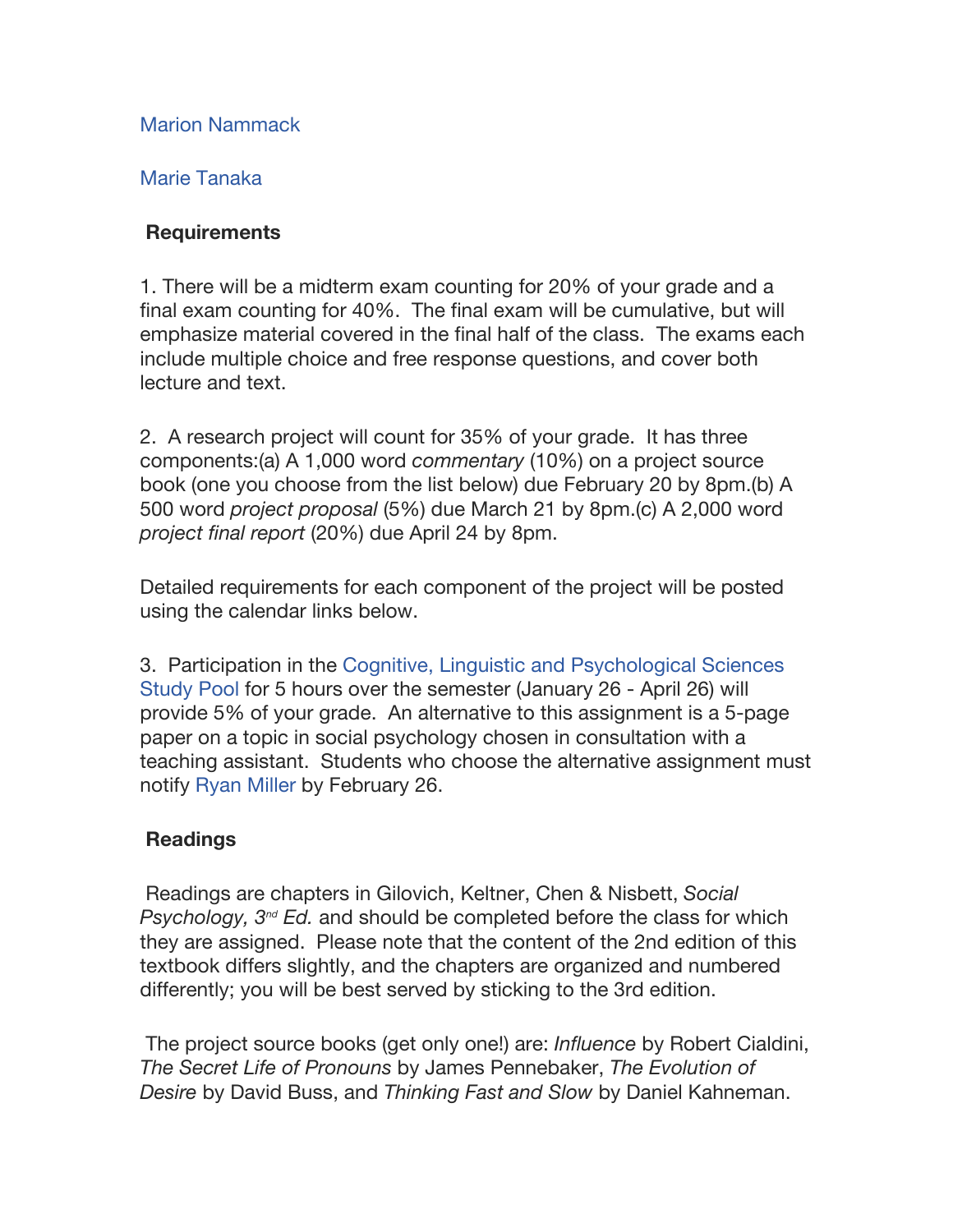Marion Nammack

Marie Tanaka

**Requirements**

1. There will be a midterm exam counting for 20% of your grade and a final exam counting for 40%. The final exam will be cumulative, but will emphasize material covered in the final half of the class. The exams each include multiple choice and free response questions, and cover both lecture and text.

2. A research project will count for 35% of your grade. It has three components:(a) A 1,000 word *commentary* (10%) on a project source book (one you choose from the list below) due February 20 by 8pm.(b) A 500 word *project proposal* (5%) due March 21 by 8pm.(c) A 2,000 word *project final report* (20%) due April 24 by 8pm.

Detailed requirements for each component of the project will be posted using the calendar links below.

3. Participation in the Cognitive, Linguistic and Psychological Sciences Study Pool for 5 hours over the semester (January 26 - April 26) will provide 5% of your grade. An alternative to this assignment is a 5-page paper on a topic in social psychology chosen in consultation with a teaching assistant. Students who choose the alternative assignment must notify Ryan Miller by February 26.

**Readings**

Readings are chapters in Gilovich, Keltner, Chen & Nisbett, *Social Psychology, 3rd Ed.* and should be completed before the class for which they are assigned. Please note that the content of the 2nd edition of this textbook differs slightly, and the chapters are organized and numbered differently; you will be best served by sticking to the 3rd edition.

The project source books (get only one!) are: *Influence* by Robert Cialdini, *The Secret Life of Pronouns* by James Pennebaker, *The Evolution of Desire* by David Buss, and *Thinking Fast and Slow* by Daniel Kahneman.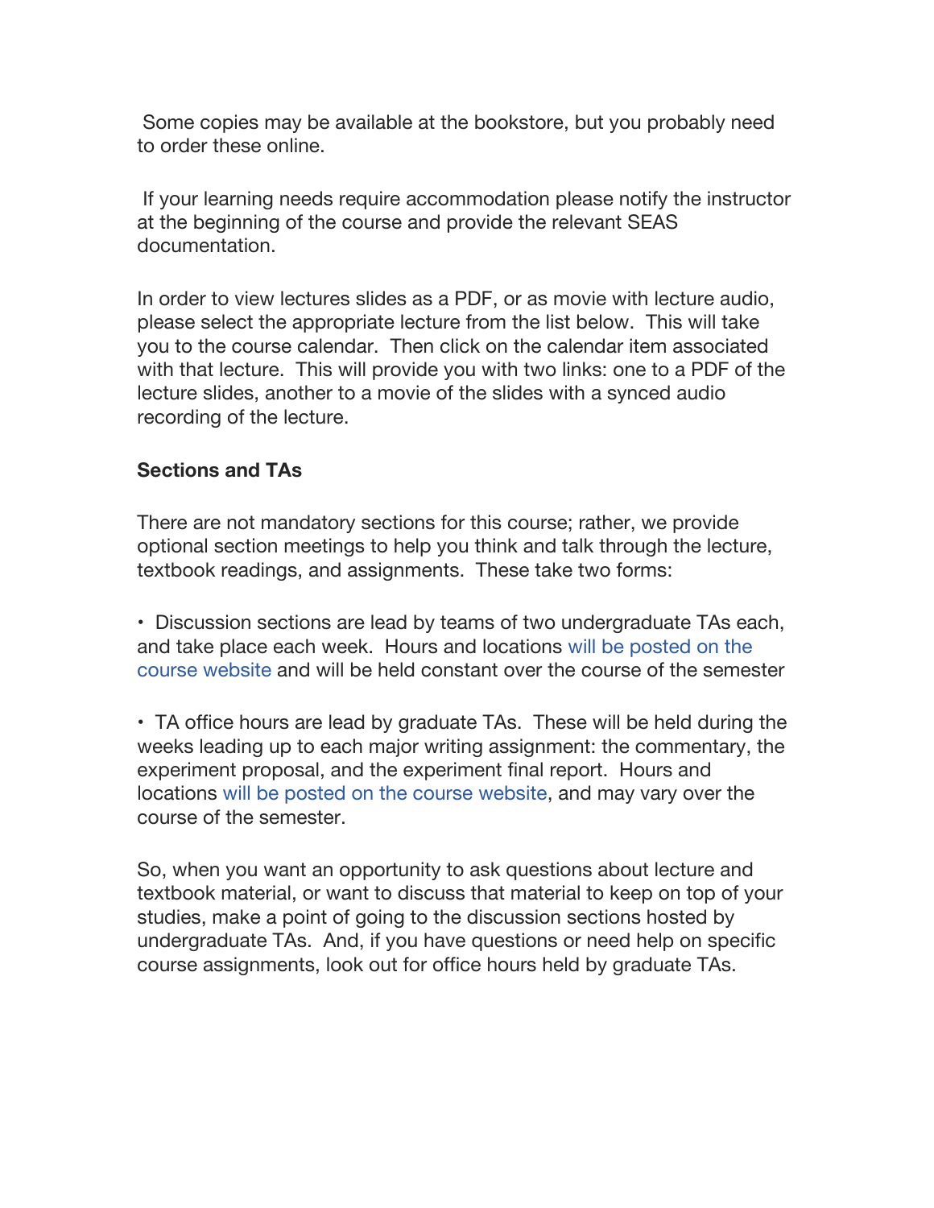Some copies may be available at the bookstore, but you probably need to order these online.

If your learning needs require accommodation please notify the instructor at the beginning of the course and provide the relevant SEAS documentation.

In order to view lectures slides as a PDF, or as movie with lecture audio, please select the appropriate lecture from the list below. This will take you to the course calendar. Then click on the calendar item associated with that lecture. This will provide you with two links: one to a PDF of the lecture slides, another to a movie of the slides with a synced audio recording of the lecture.

**Sections and TAs**

There are not mandatory sections for this course; rather, we provide optional section meetings to help you think and talk through the lecture, textbook readings, and assignments. These take two forms:

- Discussion sections are lead by teams of two undergraduate TAs each, and take place each week. Hours and locations will be posted on the course website and will be held constant over the course of the semester

- TA office hours are lead by graduate TAs. These will be held during the weeks leading up to each major writing assignment: the commentary, the experiment proposal, and the experiment final report. Hours and locations will be posted on the course website, and may vary over the course of the semester.

So, when you want an opportunity to ask questions about lecture and textbook material, or want to discuss that material to keep on top of your studies, make a point of going to the discussion sections hosted by undergraduate TAs. And, if you have questions or need help on specific course assignments, look out for office hours held by graduate TAs.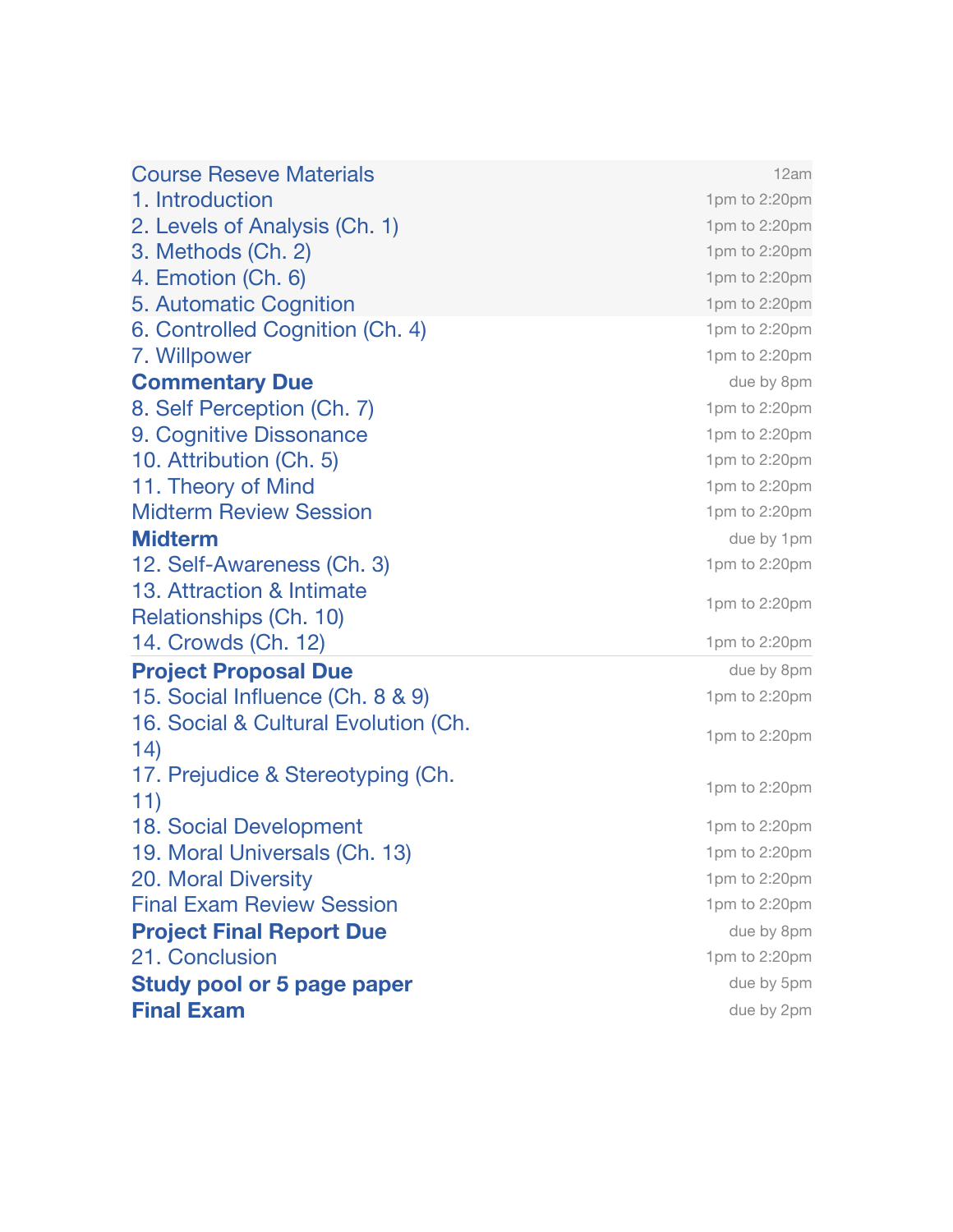| | |
|---|---|
| Course Reseve Materials | 12am |
| 1. Introduction | 1pm to 2:20pm |
| 2. Levels of Analysis (Ch. 1) | 1pm to 2:20pm |
| 3. Methods (Ch. 2) | 1pm to 2:20pm |
| 4. Emotion (Ch. 6) | 1pm to 2:20pm |
| 5. Automatic Cognition | 1pm to 2:20pm |
| 6. Controlled Cognition (Ch. 4) | 1pm to 2:20pm |
| 7. Willpower | 1pm to 2:20pm |
| **Commentary Due** | due by 8pm |
| 8. Self Perception (Ch. 7) | 1pm to 2:20pm |
| 9. Cognitive Dissonance | 1pm to 2:20pm |
| 10. Attribution (Ch. 5) | 1pm to 2:20pm |
| 11. Theory of Mind | 1pm to 2:20pm |
| Midterm Review Session | 1pm to 2:20pm |
| **Midterm** | due by 1pm |
| 12. Self-Awareness (Ch. 3) | 1pm to 2:20pm |
| 13. Attraction & Intimate Relationships (Ch. 10) | 1pm to 2:20pm |
| 14. Crowds (Ch. 12) | 1pm to 2:20pm |
| **Project Proposal Due** | due by 8pm |
| 15. Social Influence (Ch. 8 & 9) | 1pm to 2:20pm |
| 16. Social & Cultural Evolution (Ch. 14) | 1pm to 2:20pm |
| 17. Prejudice & Stereotyping (Ch. 11) | 1pm to 2:20pm |
| 18. Social Development | 1pm to 2:20pm |
| 19. Moral Universals (Ch. 13) | 1pm to 2:20pm |
| 20. Moral Diversity | 1pm to 2:20pm |
| Final Exam Review Session | 1pm to 2:20pm |
| **Project Final Report Due** | due by 8pm |
| 21. Conclusion | 1pm to 2:20pm |
| **Study pool or 5 page paper** | due by 5pm |
| **Final Exam** | due by 2pm |